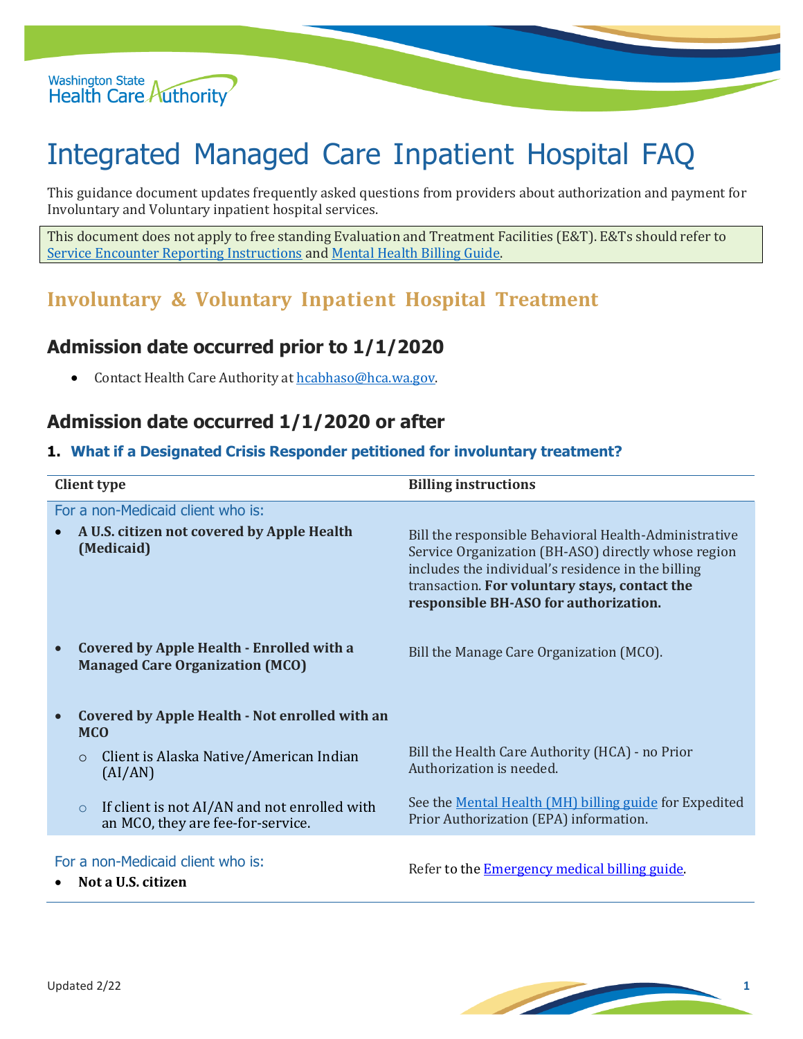# Integrated Managed Care Inpatient Hospital FAQ

This guidance document updates frequently asked questions from providers about authorization and payment for Involuntary and Voluntary inpatient hospital services.

This document does not apply to free standing Evaluation and Treatment Facilities (E&T). E&Ts should refer to Service Encounter Reporting Instructions and Mental Health Billing Guide.

## Involuntary & Voluntary Inpatient Hospital Treatment

### Admission date occurred prior to 1/1/2020

- Contact Health Care Authority at hcabhaso@hca.wa.gov.

### Admission date occurred 1/1/2020 or after

#### 1. What if a Designated Crisis Responder petitioned for involuntary treatment?

| Client type | Billing instructions |
|---|---|
| For a non-Medicaid client who is: | |
| • **A U.S. citizen not covered by Apple Health (Medicaid)** | Bill the responsible Behavioral Health-Administrative Service Organization (BH-ASO) directly whose region includes the individual's residence in the billing transaction. **For voluntary stays, contact the responsible BH-ASO for authorization.** |
| • **Covered by Apple Health - Enrolled with a Managed Care Organization (MCO)** | Bill the Manage Care Organization (MCO). |
| • **Covered by Apple Health - Not enrolled with an MCO** | |
| ○ Client is Alaska Native/American Indian (AI/AN) | Bill the Health Care Authority (HCA) - no Prior Authorization is needed. |
| ○ If client is not AI/AN and not enrolled with an MCO, they are fee-for-service. | See the Mental Health (MH) billing guide for Expedited Prior Authorization (EPA) information. |
| For a non-Medicaid client who is:<br>• **Not a U.S. citizen** | Refer to the Emergency medical billing guide. |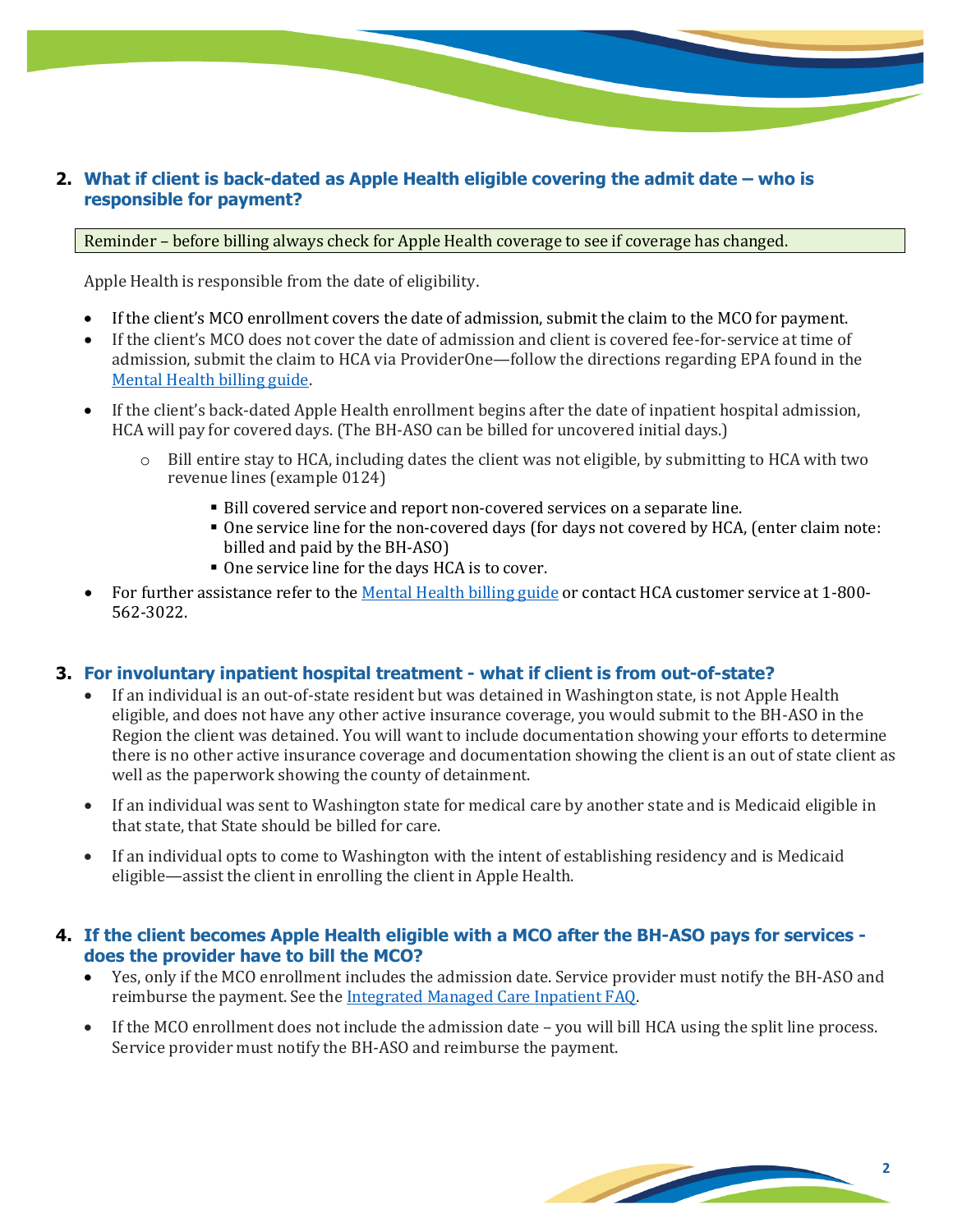## 2. What if client is back-dated as Apple Health eligible covering the admit date – who is responsible for payment?

> Reminder – before billing always check for Apple Health coverage to see if coverage has changed.

Apple Health is responsible from the date of eligibility.

- If the client's MCO enrollment covers the date of admission, submit the claim to the MCO for payment.
- If the client's MCO does not cover the date of admission and client is covered fee-for-service at time of admission, submit the claim to HCA via ProviderOne—follow the directions regarding EPA found in the [Mental Health billing guide](#).
- If the client's back-dated Apple Health enrollment begins after the date of inpatient hospital admission, HCA will pay for covered days. (The BH-ASO can be billed for uncovered initial days.)
  - Bill entire stay to HCA, including dates the client was not eligible, by submitting to HCA with two revenue lines (example 0124)
    - Bill covered service and report non-covered services on a separate line.
    - One service line for the non-covered days (for days not covered by HCA, (enter claim note: billed and paid by the BH-ASO)
    - One service line for the days HCA is to cover.
- For further assistance refer to the [Mental Health billing guide](#) or contact HCA customer service at 1-800-562-3022.

## 3. For involuntary inpatient hospital treatment - what if client is from out-of-state?

- If an individual is an out-of-state resident but was detained in Washington state, is not Apple Health eligible, and does not have any other active insurance coverage, you would submit to the BH-ASO in the Region the client was detained. You will want to include documentation showing your efforts to determine there is no other active insurance coverage and documentation showing the client is an out of state client as well as the paperwork showing the county of detainment.
- If an individual was sent to Washington state for medical care by another state and is Medicaid eligible in that state, that State should be billed for care.
- If an individual opts to come to Washington with the intent of establishing residency and is Medicaid eligible—assist the client in enrolling the client in Apple Health.

## 4. If the client becomes Apple Health eligible with a MCO after the BH-ASO pays for services - does the provider have to bill the MCO?

- Yes, only if the MCO enrollment includes the admission date. Service provider must notify the BH-ASO and reimburse the payment. See the [Integrated Managed Care Inpatient FAQ](#).
- If the MCO enrollment does not include the admission date – you will bill HCA using the split line process. Service provider must notify the BH-ASO and reimburse the payment.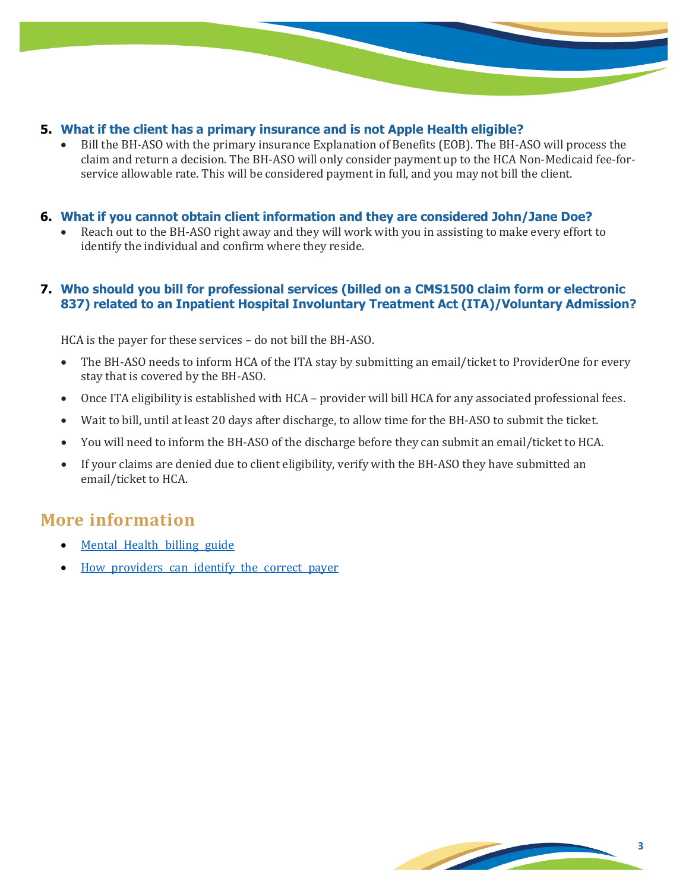5. **What if the client has a primary insurance and is not Apple Health eligible?**
    - Bill the BH-ASO with the primary insurance Explanation of Benefits (EOB). The BH-ASO will process the claim and return a decision. The BH-ASO will only consider payment up to the HCA Non-Medicaid fee-for-service allowable rate. This will be considered payment in full, and you may not bill the client.

6. **What if you cannot obtain client information and they are considered John/Jane Doe?**
    - Reach out to the BH-ASO right away and they will work with you in assisting to make every effort to identify the individual and confirm where they reside.

7. **Who should you bill for professional services (billed on a CMS1500 claim form or electronic 837) related to an Inpatient Hospital Involuntary Treatment Act (ITA)/Voluntary Admission?**

    HCA is the payer for these services – do not bill the BH-ASO.

    - The BH-ASO needs to inform HCA of the ITA stay by submitting an email/ticket to ProviderOne for every stay that is covered by the BH-ASO.
    - Once ITA eligibility is established with HCA – provider will bill HCA for any associated professional fees.
    - Wait to bill, until at least 20 days after discharge, to allow time for the BH-ASO to submit the ticket.
    - You will need to inform the BH-ASO of the discharge before they can submit an email/ticket to HCA.
    - If your claims are denied due to client eligibility, verify with the BH-ASO they have submitted an email/ticket to HCA.

## More information

- Mental Health billing guide
- How providers can identify the correct payer